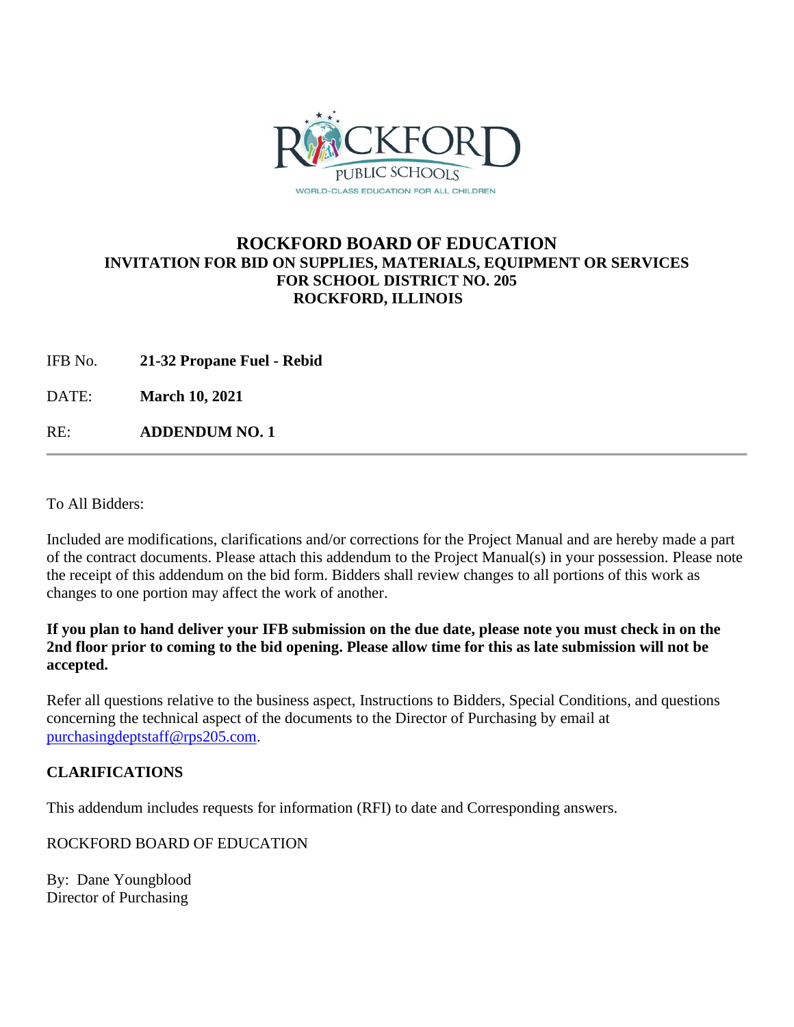# ROCKFORD BOARD OF EDUCATION

## INVITATION FOR BID ON SUPPLIES, MATERIALS, EQUIPMENT OR SERVICES FOR SCHOOL DISTRICT NO. 205 ROCKFORD, ILLINOIS

IFB No. **21-32 Propane Fuel - Rebid**

DATE: **March 10, 2021**

RE: **ADDENDUM NO. 1**

---

To All Bidders:

Included are modifications, clarifications and/or corrections for the Project Manual and are hereby made a part of the contract documents. Please attach this addendum to the Project Manual(s) in your possession. Please note the receipt of this addendum on the bid form. Bidders shall review changes to all portions of this work as changes to one portion may affect the work of another.

**If you plan to hand deliver your IFB submission on the due date, please note you must check in on the 2nd floor prior to coming to the bid opening. Please allow time for this as late submission will not be accepted.**

Refer all questions relative to the business aspect, Instructions to Bidders, Special Conditions, and questions concerning the technical aspect of the documents to the Director of Purchasing by email at purchasingdeptstaff@rps205.com.

**CLARIFICATIONS**

This addendum includes requests for information (RFI) to date and Corresponding answers.

ROCKFORD BOARD OF EDUCATION

By: Dane Youngblood
Director of Purchasing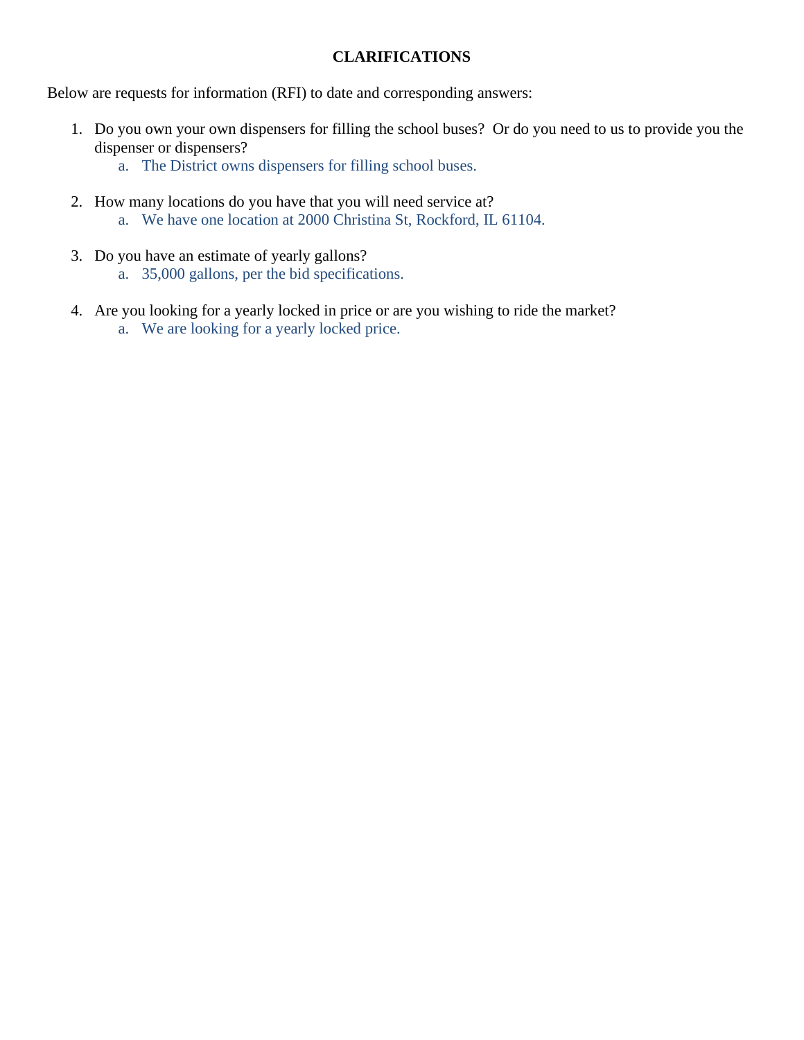**CLARIFICATIONS**

Below are requests for information (RFI) to date and corresponding answers:

1. Do you own your own dispensers for filling the school buses? Or do you need to us to provide you the dispenser or dispensers?
    a. The District owns dispensers for filling school buses.

2. How many locations do you have that you will need service at?
    a. We have one location at 2000 Christina St, Rockford, IL 61104.

3. Do you have an estimate of yearly gallons?
    a. 35,000 gallons, per the bid specifications.

4. Are you looking for a yearly locked in price or are you wishing to ride the market?
    a. We are looking for a yearly locked price.